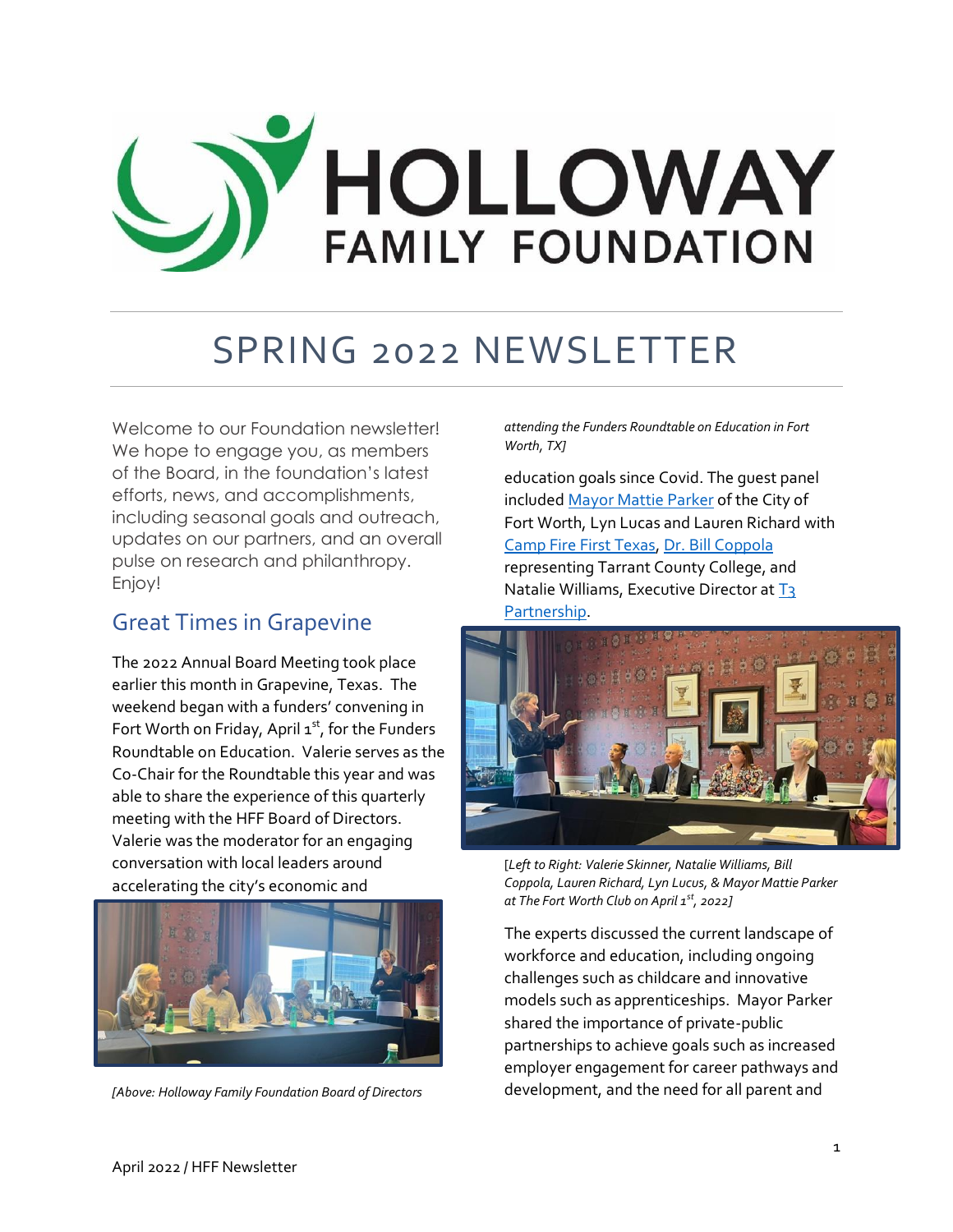# HOLLOWAY FAMILY FOUNDATION

# SPRING 2022 NEWSLETTER

Welcome to our Foundation newsletter! We hope to engage you, as members of the Board, in the foundation's latest efforts, news, and accomplishments, including seasonal goals and outreach, updates on our partners, and an overall pulse on research and philanthropy. Enjoy!

## Great Times in Grapevine

The 2022 Annual Board Meeting took place earlier this month in Grapevine, Texas. The weekend began with a funders' convening in Fort Worth on Friday, April 1st, for the Funders Roundtable on Education. Valerie serves as the Co-Chair for the Roundtable this year and was able to share the experience of this quarterly meeting with the HFF Board of Directors. Valerie was the moderator for an engaging conversation with local leaders around accelerating the city's economic and education goals since Covid. The guest panel included Mayor Mattie Parker of the City of Fort Worth, Lyn Lucas and Lauren Richard with Camp Fire First Texas, Dr. Bill Coppola representing Tarrant County College, and Natalie Williams, Executive Director at T3 Partnership.

*[Above: Holloway Family Foundation Board of Directors attending the Funders Roundtable on Education in Fort Worth, TX]*

[*Left to Right: Valerie Skinner, Natalie Williams, Bill Coppola, Lauren Richard, Lyn Lucus, & Mayor Mattie Parker at The Fort Worth Club on April 1st, 2022]*

The experts discussed the current landscape of workforce and education, including ongoing challenges such as childcare and innovative models such as apprenticeships. Mayor Parker shared the importance of private-public partnerships to achieve goals such as increased employer engagement for career pathways and development, and the need for all parent and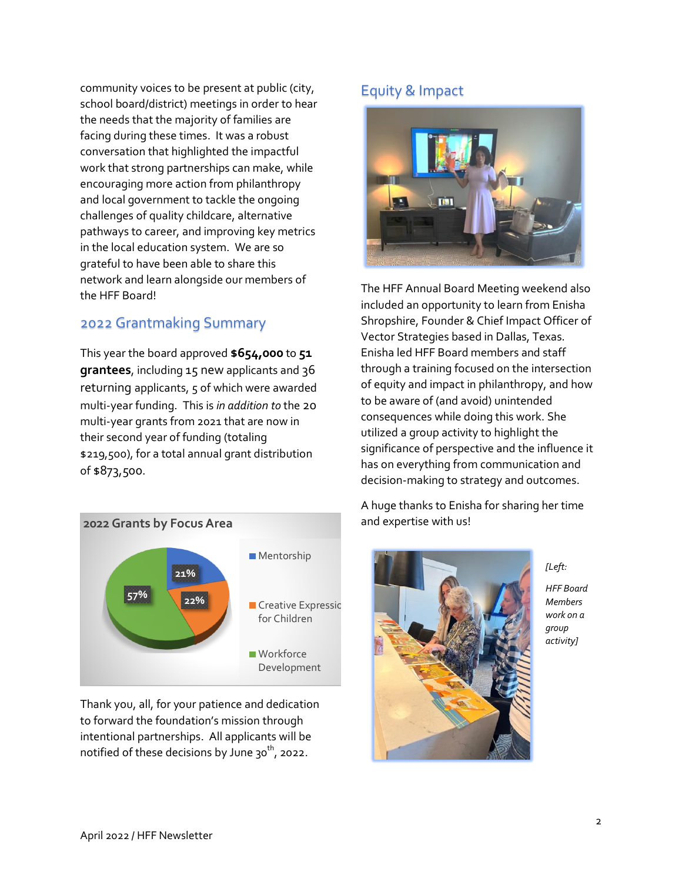community voices to be present at public (city, school board/district) meetings in order to hear the needs that the majority of families are facing during these times. It was a robust conversation that highlighted the impactful work that strong partnerships can make, while encouraging more action from philanthropy and local government to tackle the ongoing challenges of quality childcare, alternative pathways to career, and improving key metrics in the local education system. We are so grateful to have been able to share this network and learn alongside our members of the HFF Board!

## 2022 Grantmaking Summary

This year the board approved **$654,000** to **51 grantees**, including 15 new applicants and 36 returning applicants, 5 of which were awarded multi-year funding. This is *in addition to* the 20 multi-year grants from 2021 that are now in their second year of funding (totaling $219,500), for a total annual grant distribution of $873,500.

**2022 Grants by Focus Area**

| Focus Area | Share |
| --- | --- |
| Mentorship | 21% |
| Creative Expression for Children | 22% |
| Workforce Development | 57% |

Thank you, all, for your patience and dedication to forward the foundation's mission through intentional partnerships. All applicants will be notified of these decisions by June 30th, 2022.

## Equity & Impact

The HFF Annual Board Meeting weekend also included an opportunity to learn from Enisha Shropshire, Founder & Chief Impact Officer of Vector Strategies based in Dallas, Texas. Enisha led HFF Board members and staff through a training focused on the intersection of equity and impact in philanthropy, and how to be aware of (and avoid) unintended consequences while doing this work. She utilized a group activity to highlight the significance of perspective and the influence it has on everything from communication and decision-making to strategy and outcomes.

A huge thanks to Enisha for sharing her time and expertise with us!

*[Left: HFF Board Members work on a group activity]*

April 2022 / HFF Newsletter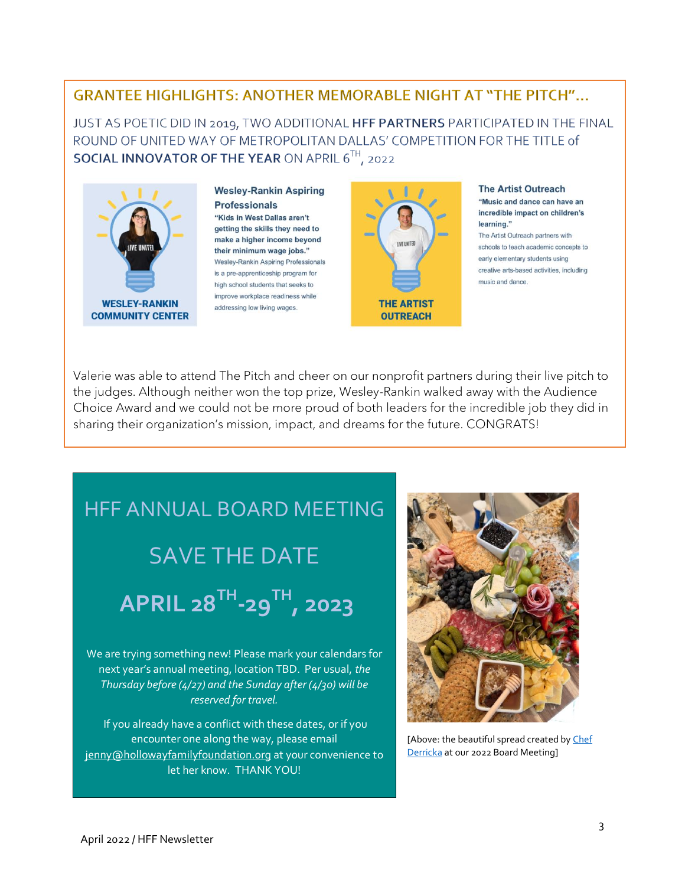## GRANTEE HIGHLIGHTS: ANOTHER MEMORABLE NIGHT AT "THE PITCH"...

JUST AS POETIC DID IN 2019, TWO ADDITIONAL **HFF PARTNERS** PARTICIPATED IN THE FINAL ROUND OF UNITED WAY OF METROPOLITAN DALLAS' COMPETITION FOR THE TITLE of **SOCIAL INNOVATOR OF THE YEAR** ON APRIL 6TH, 2022

WESLEY-RANKIN COMMUNITY CENTER

**Wesley-Rankin Aspiring Professionals**

**"Kids in West Dallas aren't getting the skills they need to make a higher income beyond their minimum wage jobs."**

Wesley-Rankin Aspiring Professionals is a pre-apprenticeship program for high school students that seeks to improve workplace readiness while addressing low living wages.

THE ARTIST OUTREACH

**The Artist Outreach**

**"Music and dance can have an incredible impact on children's learning."**

The Artist Outreach partners with schools to teach academic concepts to early elementary students using creative arts-based activities, including music and dance.

Valerie was able to attend The Pitch and cheer on our nonprofit partners during their live pitch to the judges. Although neither won the top prize, Wesley-Rankin walked away with the Audience Choice Award and we could not be more proud of both leaders for the incredible job they did in sharing their organization's mission, impact, and dreams for the future. CONGRATS!

## HFF ANNUAL BOARD MEETING

## SAVE THE DATE

## APRIL 28TH-29TH, 2023

We are trying something new! Please mark your calendars for next year's annual meeting, location TBD. Per usual, *the Thursday before (4/27) and the Sunday after (4/30) will be reserved for travel.*

If you already have a conflict with these dates, or if you encounter one along the way, please email jenny@hollowayfamilyfoundation.org at your convenience to let her know. THANK YOU!

[Above: the beautiful spread created by Chef Derricka at our 2022 Board Meeting]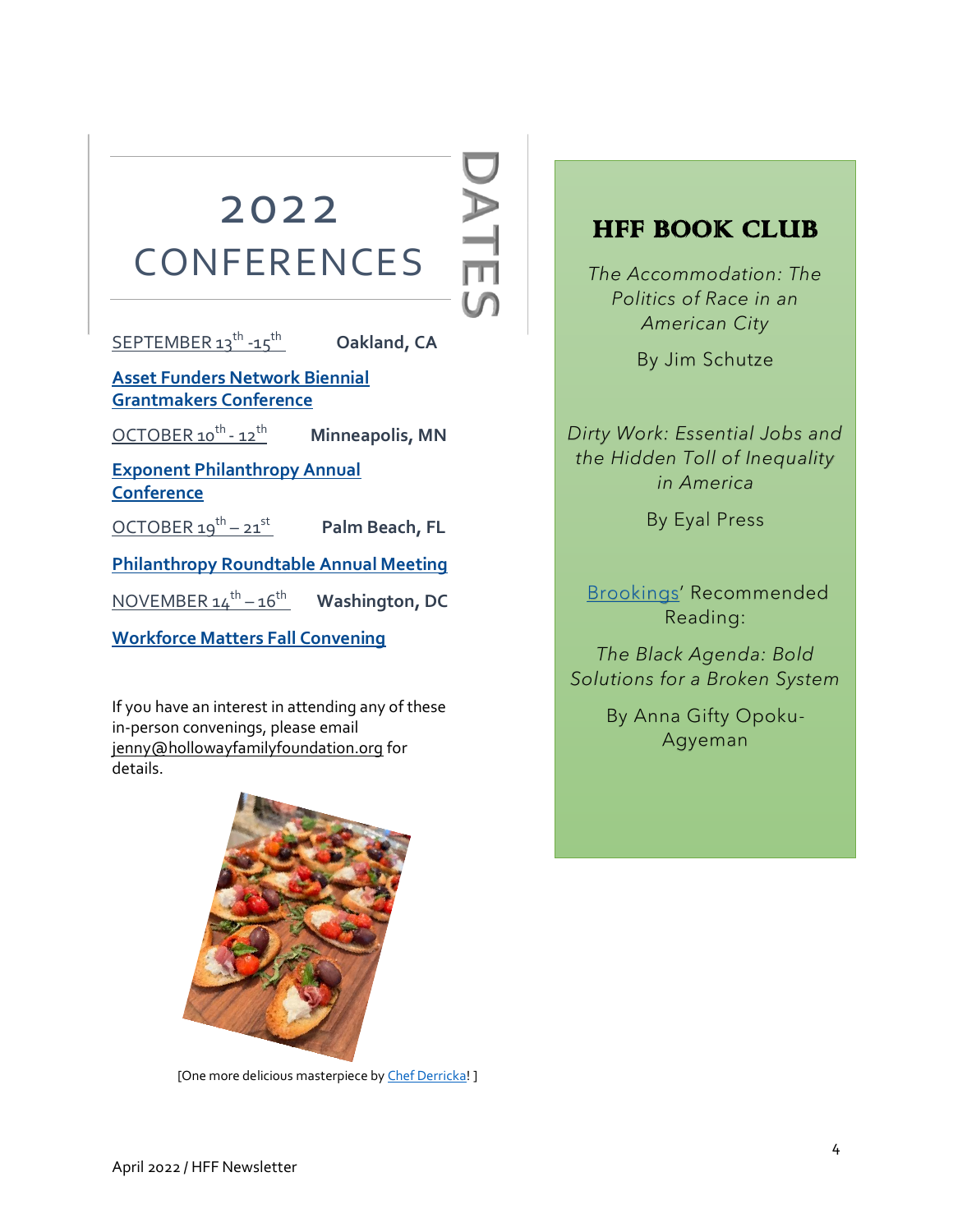# 2022 CONFERENCES

DATES

SEPTEMBER 13th -15th Oakland, CA

**Asset Funders Network Biennial Grantmakers Conference**

OCTOBER 10th - 12th Minneapolis, MN

**Exponent Philanthropy Annual Conference**

OCTOBER 19th – 21st Palm Beach, FL

**Philanthropy Roundtable Annual Meeting**

NOVEMBER 14th – 16th Washington, DC

**Workforce Matters Fall Convening**

If you have an interest in attending any of these in-person convenings, please email jenny@hollowayfamilyfoundation.org for details.

[One more delicious masterpiece by Chef Derricka! ]

## HFF BOOK CLUB

*The Accommodation: The Politics of Race in an American City*

By Jim Schutze

*Dirty Work: Essential Jobs and the Hidden Toll of Inequality in America*

By Eyal Press

Brookings' Recommended Reading:

*The Black Agenda: Bold Solutions for a Broken System*

By Anna Gifty Opoku-Agyeman

April 2022 / HFF Newsletter